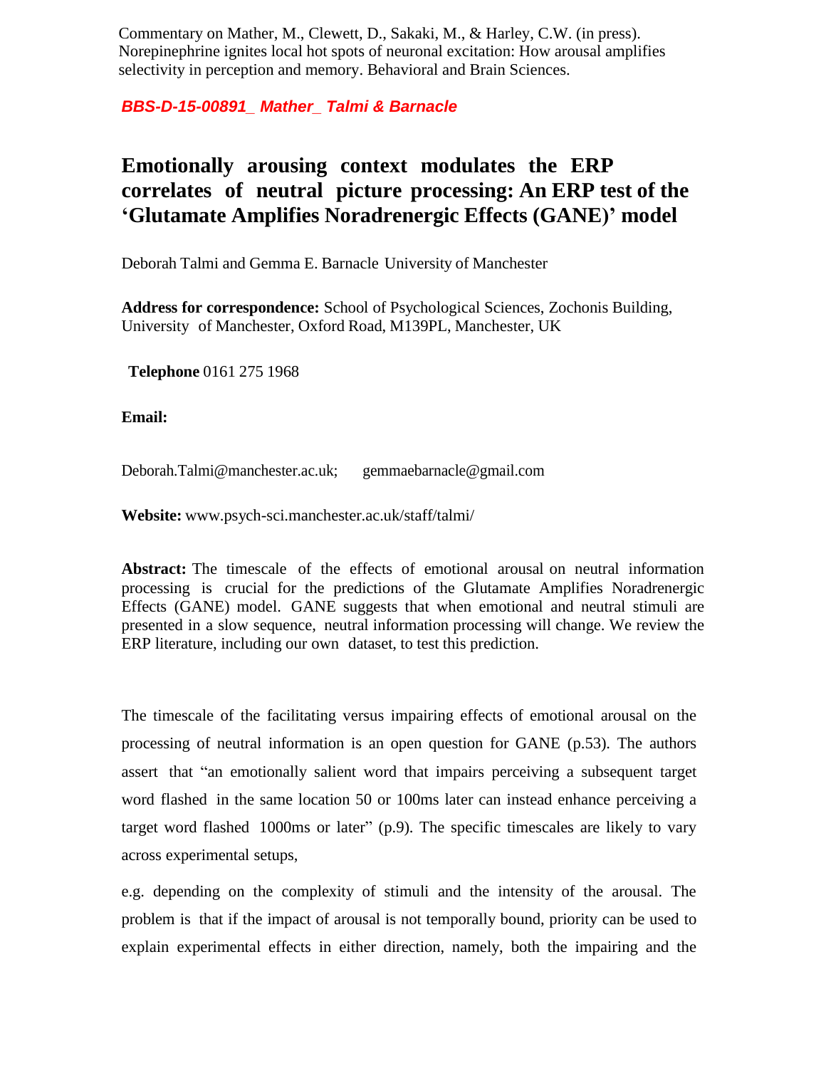Commentary on Mather, M., Clewett, D., Sakaki, M., & Harley, C.W. (in press). Norepinephrine ignites local hot spots of neuronal excitation: How arousal amplifies selectivity in perception and memory. Behavioral and Brain Sciences.

***BBS-D-15-00891_ Mather_ Talmi & Barnacle***

# Emotionally arousing context modulates the ERP correlates of neutral picture processing: An ERP test of the 'Glutamate Amplifies Noradrenergic Effects (GANE)' model

Deborah Talmi and Gemma E. Barnacle University of Manchester

**Address for correspondence:** School of Psychological Sciences, Zochonis Building, University of Manchester, Oxford Road, M139PL, Manchester, UK

**Telephone** 0161 275 1968

**Email:**

Deborah.Talmi@manchester.ac.uk; gemmaebarnacle@gmail.com

**Website:** www.psych-sci.manchester.ac.uk/staff/talmi/

**Abstract:** The timescale of the effects of emotional arousal on neutral information processing is crucial for the predictions of the Glutamate Amplifies Noradrenergic Effects (GANE) model. GANE suggests that when emotional and neutral stimuli are presented in a slow sequence, neutral information processing will change. We review the ERP literature, including our own dataset, to test this prediction.

The timescale of the facilitating versus impairing effects of emotional arousal on the processing of neutral information is an open question for GANE (p.53). The authors assert that "an emotionally salient word that impairs perceiving a subsequent target word flashed in the same location 50 or 100ms later can instead enhance perceiving a target word flashed 1000ms or later" (p.9). The specific timescales are likely to vary across experimental setups,

e.g. depending on the complexity of stimuli and the intensity of the arousal. The problem is that if the impact of arousal is not temporally bound, priority can be used to explain experimental effects in either direction, namely, both the impairing and the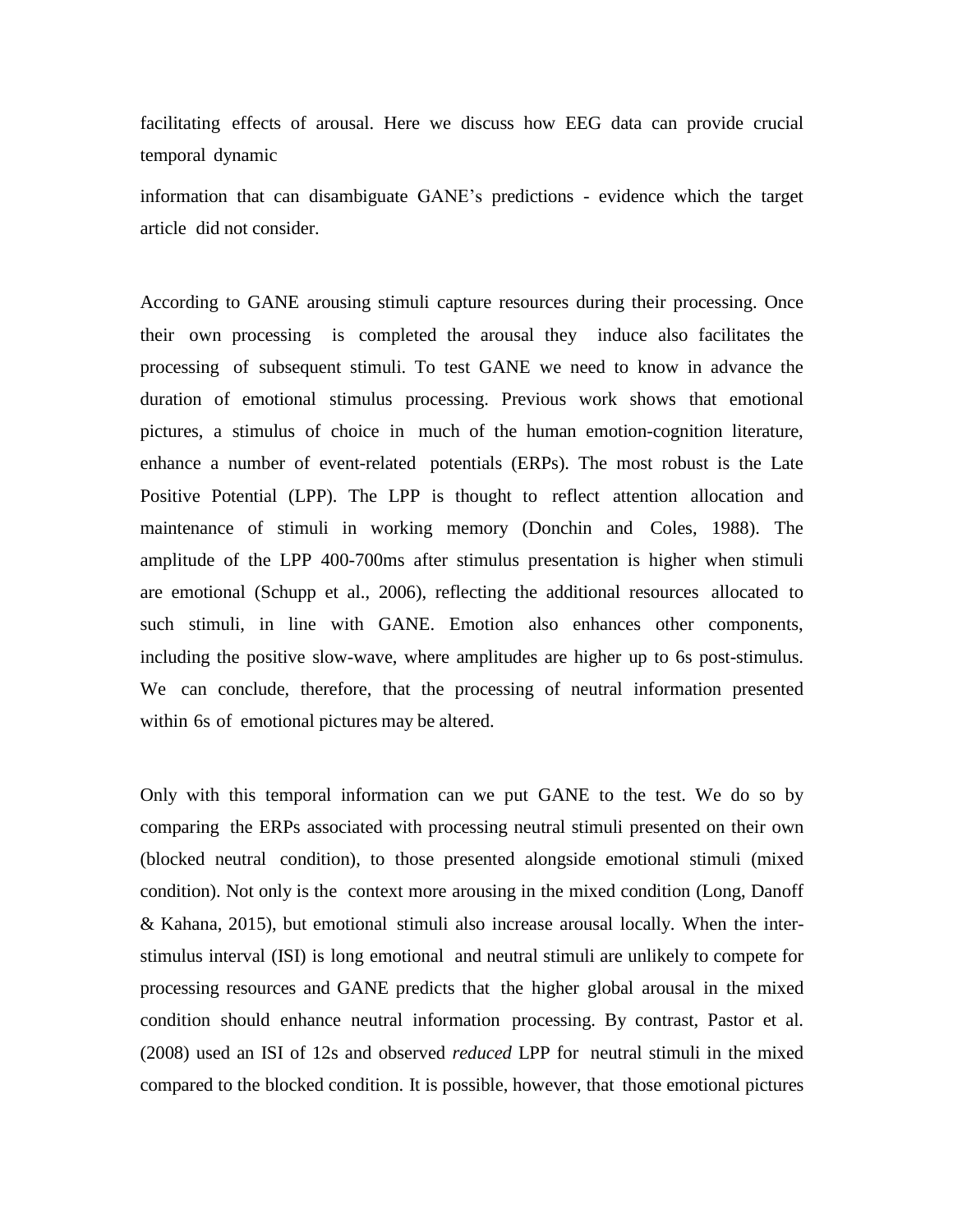facilitating effects of arousal. Here we discuss how EEG data can provide crucial temporal dynamic information that can disambiguate GANE's predictions - evidence which the target article did not consider.

According to GANE arousing stimuli capture resources during their processing. Once their own processing is completed the arousal they induce also facilitates the processing of subsequent stimuli. To test GANE we need to know in advance the duration of emotional stimulus processing. Previous work shows that emotional pictures, a stimulus of choice in much of the human emotion-cognition literature, enhance a number of event-related potentials (ERPs). The most robust is the Late Positive Potential (LPP). The LPP is thought to reflect attention allocation and maintenance of stimuli in working memory (Donchin and Coles, 1988). The amplitude of the LPP 400-700ms after stimulus presentation is higher when stimuli are emotional (Schupp et al., 2006), reflecting the additional resources allocated to such stimuli, in line with GANE. Emotion also enhances other components, including the positive slow-wave, where amplitudes are higher up to 6s post-stimulus. We can conclude, therefore, that the processing of neutral information presented within 6s of emotional pictures may be altered.

Only with this temporal information can we put GANE to the test. We do so by comparing the ERPs associated with processing neutral stimuli presented on their own (blocked neutral condition), to those presented alongside emotional stimuli (mixed condition). Not only is the context more arousing in the mixed condition (Long, Danoff & Kahana, 2015), but emotional stimuli also increase arousal locally. When the inter-stimulus interval (ISI) is long emotional and neutral stimuli are unlikely to compete for processing resources and GANE predicts that the higher global arousal in the mixed condition should enhance neutral information processing. By contrast, Pastor et al. (2008) used an ISI of 12s and observed *reduced* LPP for neutral stimuli in the mixed compared to the blocked condition. It is possible, however, that those emotional pictures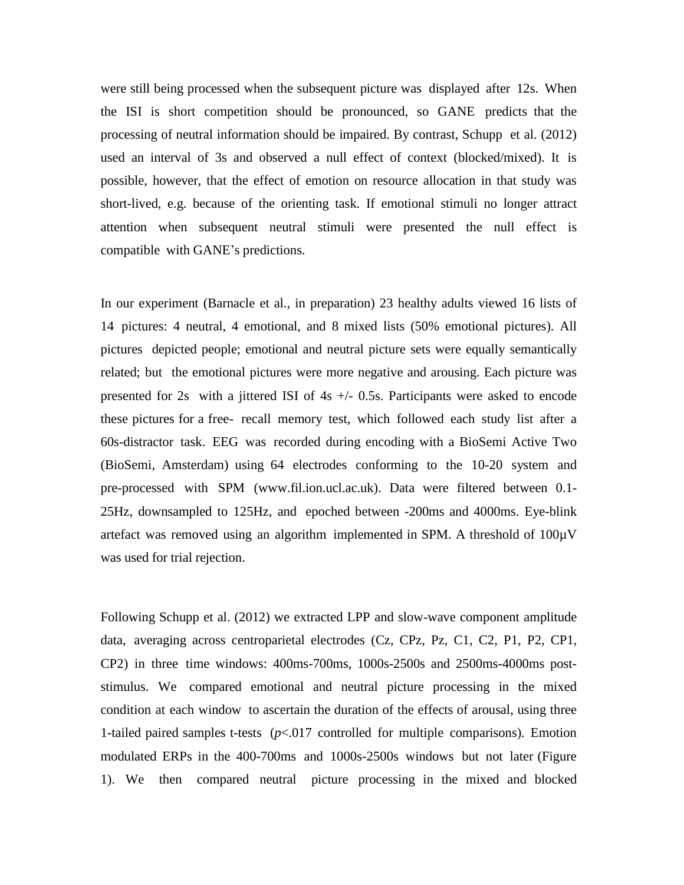were still being processed when the subsequent picture was displayed after 12s. When the ISI is short competition should be pronounced, so GANE predicts that the processing of neutral information should be impaired. By contrast, Schupp et al. (2012) used an interval of 3s and observed a null effect of context (blocked/mixed). It is possible, however, that the effect of emotion on resource allocation in that study was short-lived, e.g. because of the orienting task. If emotional stimuli no longer attract attention when subsequent neutral stimuli were presented the null effect is compatible with GANE's predictions.

In our experiment (Barnacle et al., in preparation) 23 healthy adults viewed 16 lists of 14 pictures: 4 neutral, 4 emotional, and 8 mixed lists (50% emotional pictures). All pictures depicted people; emotional and neutral picture sets were equally semantically related; but the emotional pictures were more negative and arousing. Each picture was presented for 2s with a jittered ISI of 4s +/- 0.5s. Participants were asked to encode these pictures for a free- recall memory test, which followed each study list after a 60s-distractor task. EEG was recorded during encoding with a BioSemi Active Two (BioSemi, Amsterdam) using 64 electrodes conforming to the 10-20 system and pre-processed with SPM (www.fil.ion.ucl.ac.uk). Data were filtered between 0.1-25Hz, downsampled to 125Hz, and epoched between -200ms and 4000ms. Eye-blink artefact was removed using an algorithm implemented in SPM. A threshold of 100µV was used for trial rejection.

Following Schupp et al. (2012) we extracted LPP and slow-wave component amplitude data, averaging across centroparietal electrodes (Cz, CPz, Pz, C1, C2, P1, P2, CP1, CP2) in three time windows: 400ms-700ms, 1000s-2500s and 2500ms-4000ms post-stimulus. We compared emotional and neutral picture processing in the mixed condition at each window to ascertain the duration of the effects of arousal, using three 1-tailed paired samples t-tests ($p$<.017 controlled for multiple comparisons). Emotion modulated ERPs in the 400-700ms and 1000s-2500s windows but not later (Figure 1). We then compared neutral picture processing in the mixed and blocked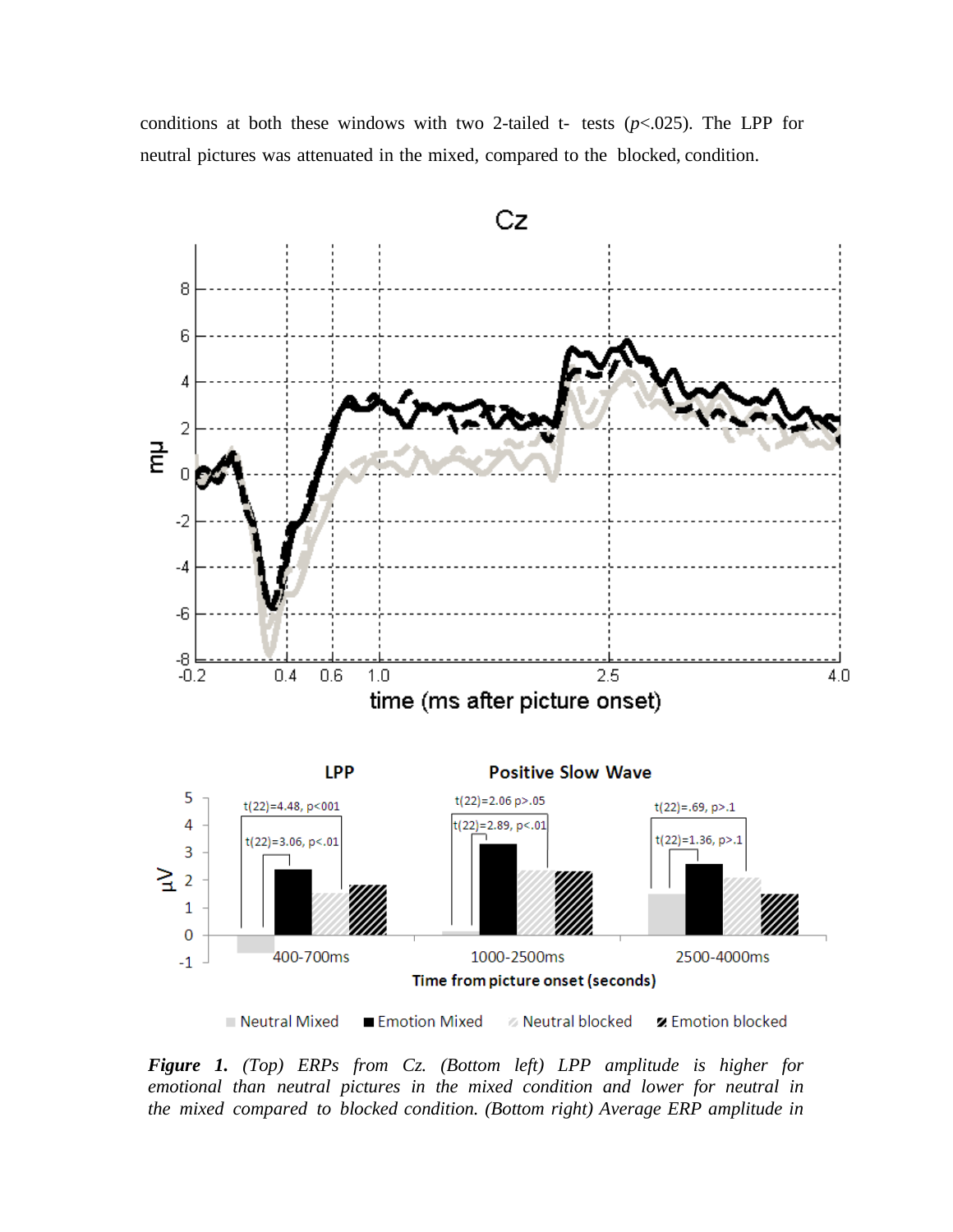conditions at both these windows with two 2-tailed t- tests ($p$<.025). The LPP for neutral pictures was attenuated in the mixed, compared to the blocked, condition.

***Figure 1.*** *(Top) ERPs from Cz. (Bottom left) LPP amplitude is higher for emotional than neutral pictures in the mixed condition and lower for neutral in the mixed compared to blocked condition. (Bottom right) Average ERP amplitude in*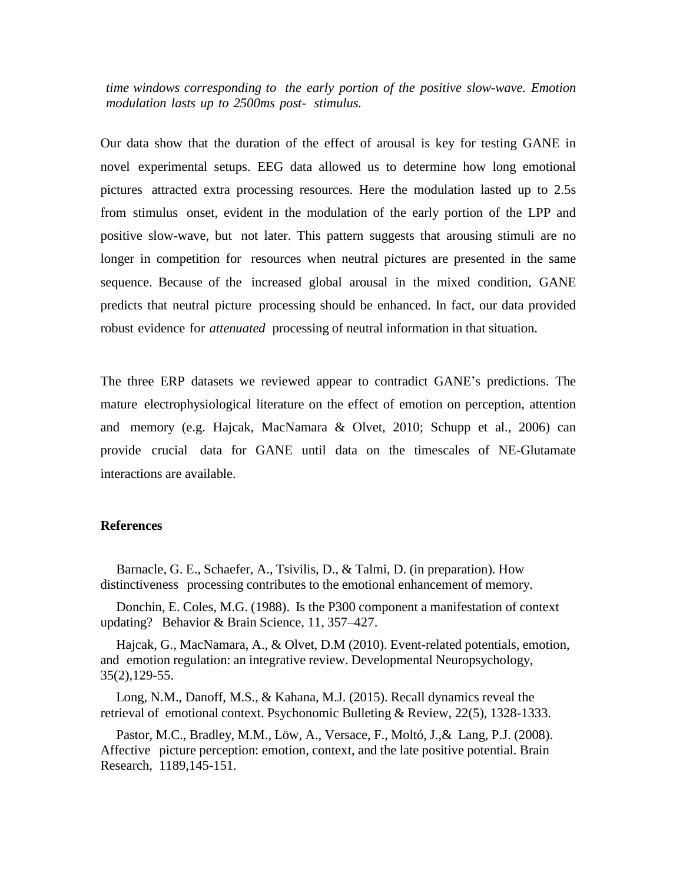*time windows corresponding to the early portion of the positive slow-wave. Emotion modulation lasts up to 2500ms post- stimulus.*

Our data show that the duration of the effect of arousal is key for testing GANE in novel experimental setups. EEG data allowed us to determine how long emotional pictures attracted extra processing resources. Here the modulation lasted up to 2.5s from stimulus onset, evident in the modulation of the early portion of the LPP and positive slow-wave, but not later. This pattern suggests that arousing stimuli are no longer in competition for resources when neutral pictures are presented in the same sequence. Because of the increased global arousal in the mixed condition, GANE predicts that neutral picture processing should be enhanced. In fact, our data provided robust evidence for *attenuated* processing of neutral information in that situation.

The three ERP datasets we reviewed appear to contradict GANE's predictions. The mature electrophysiological literature on the effect of emotion on perception, attention and memory (e.g. Hajcak, MacNamara & Olvet, 2010; Schupp et al., 2006) can provide crucial data for GANE until data on the timescales of NE-Glutamate interactions are available.

**References**

Barnacle, G. E., Schaefer, A., Tsivilis, D., & Talmi, D. (in preparation). How distinctiveness processing contributes to the emotional enhancement of memory.

Donchin, E. Coles, M.G. (1988). Is the P300 component a manifestation of context updating? Behavior & Brain Science, 11, 357–427.

Hajcak, G., MacNamara, A., & Olvet, D.M (2010). Event-related potentials, emotion, and emotion regulation: an integrative review. Developmental Neuropsychology, 35(2),129-55.

Long, N.M., Danoff, M.S., & Kahana, M.J. (2015). Recall dynamics reveal the retrieval of emotional context. Psychonomic Bulleting & Review, 22(5), 1328-1333.

Pastor, M.C., Bradley, M.M., Löw, A., Versace, F., Moltó, J.,& Lang, P.J. (2008). Affective picture perception: emotion, context, and the late positive potential. Brain Research, 1189,145-151.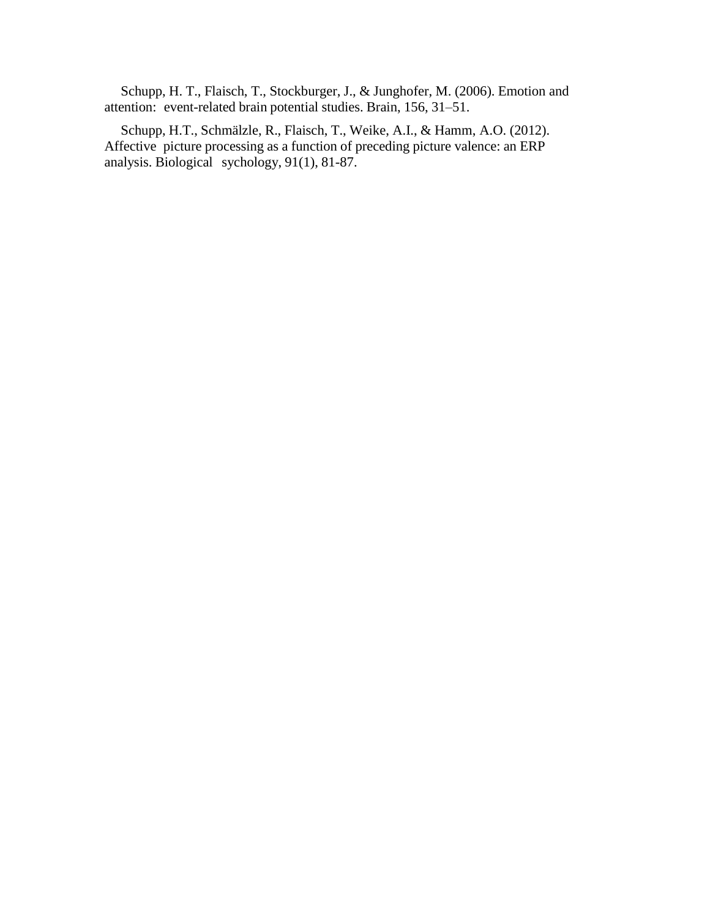Schupp, H. T., Flaisch, T., Stockburger, J., & Junghofer, M. (2006). Emotion and attention: event-related brain potential studies. Brain, 156, 31–51.

Schupp, H.T., Schmälzle, R., Flaisch, T., Weike, A.I., & Hamm, A.O. (2012). Affective picture processing as a function of preceding picture valence: an ERP analysis. Biological sychology, 91(1), 81-87.